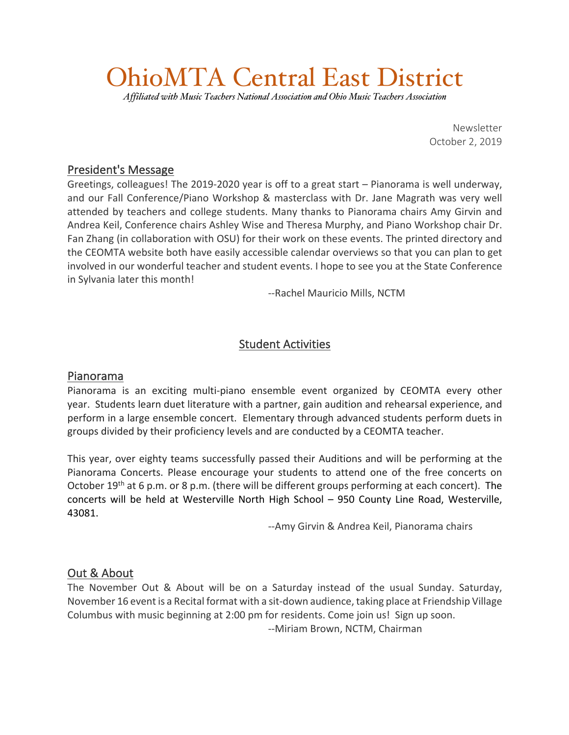# OhioMTA Central East District

*Affiliated with Music Teachers National Association and Ohio Music Teachers Association*

Newsletter
October 2, 2019

## President's Message

Greetings, colleagues! The 2019-2020 year is off to a great start – Pianorama is well underway, and our Fall Conference/Piano Workshop & masterclass with Dr. Jane Magrath was very well attended by teachers and college students. Many thanks to Pianorama chairs Amy Girvin and Andrea Keil, Conference chairs Ashley Wise and Theresa Murphy, and Piano Workshop chair Dr. Fan Zhang (in collaboration with OSU) for their work on these events. The printed directory and the CEOMTA website both have easily accessible calendar overviews so that you can plan to get involved in our wonderful teacher and student events. I hope to see you at the State Conference in Sylvania later this month!

--Rachel Mauricio Mills, NCTM

## Student Activities

### Pianorama

Pianorama is an exciting multi-piano ensemble event organized by CEOMTA every other year. Students learn duet literature with a partner, gain audition and rehearsal experience, and perform in a large ensemble concert. Elementary through advanced students perform duets in groups divided by their proficiency levels and are conducted by a CEOMTA teacher.

This year, over eighty teams successfully passed their Auditions and will be performing at the Pianorama Concerts. Please encourage your students to attend one of the free concerts on October 19th at 6 p.m. or 8 p.m. (there will be different groups performing at each concert). The concerts will be held at Westerville North High School – 950 County Line Road, Westerville, 43081.

--Amy Girvin & Andrea Keil, Pianorama chairs

### Out & About

The November Out & About will be on a Saturday instead of the usual Sunday. Saturday, November 16 event is a Recital format with a sit-down audience, taking place at Friendship Village Columbus with music beginning at 2:00 pm for residents. Come join us! Sign up soon.

--Miriam Brown, NCTM, Chairman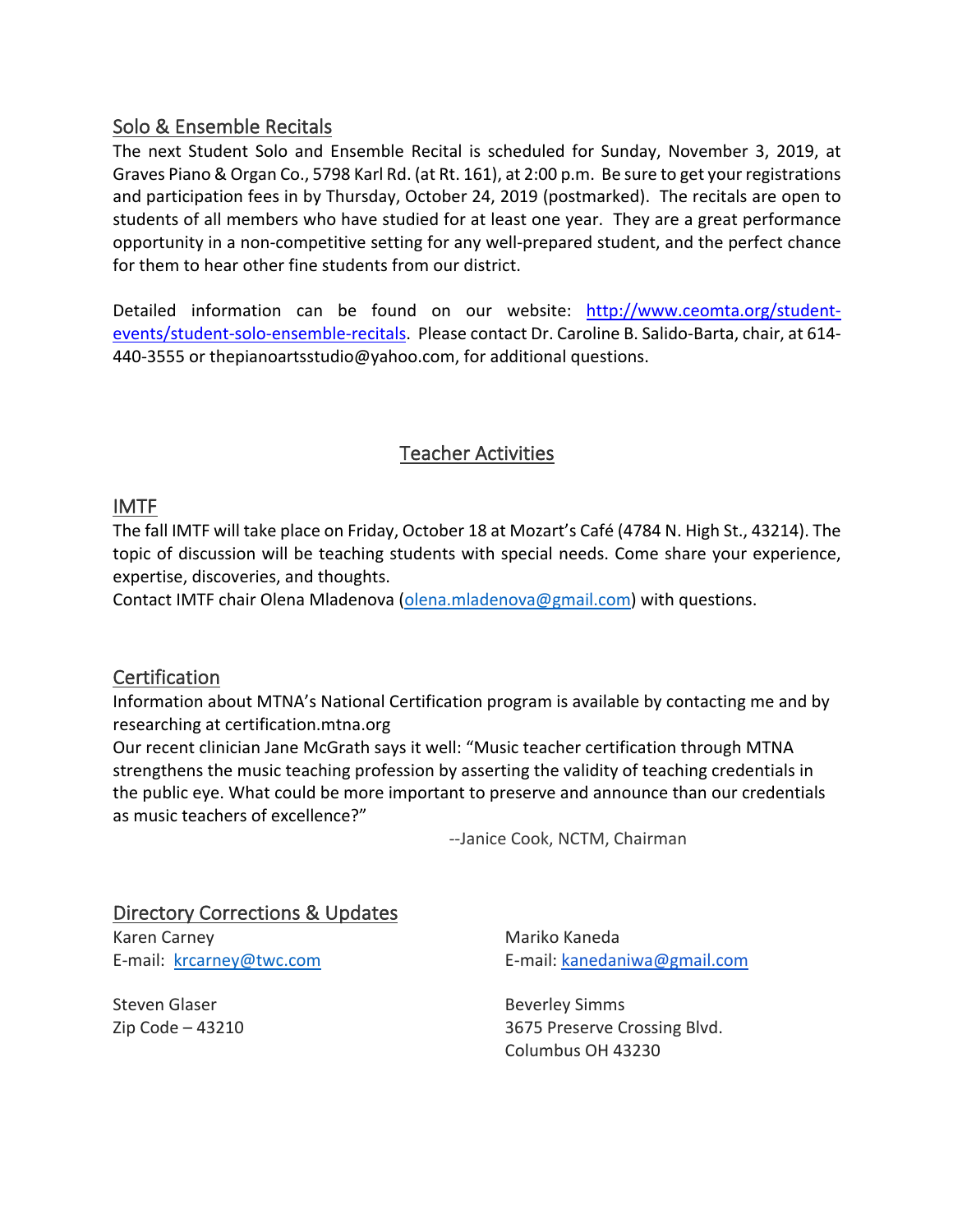## Solo & Ensemble Recitals

The next Student Solo and Ensemble Recital is scheduled for Sunday, November 3, 2019, at Graves Piano & Organ Co., 5798 Karl Rd. (at Rt. 161), at 2:00 p.m. Be sure to get your registrations and participation fees in by Thursday, October 24, 2019 (postmarked). The recitals are open to students of all members who have studied for at least one year. They are a great performance opportunity in a non-competitive setting for any well-prepared student, and the perfect chance for them to hear other fine students from our district.

Detailed information can be found on our website: [http://www.ceomta.org/student-events/student-solo-ensemble-recitals](http://www.ceomta.org/student-events/student-solo-ensemble-recitals). Please contact Dr. Caroline B. Salido-Barta, chair, at 614-440-3555 or thepianoartsstudio@yahoo.com, for additional questions.

# Teacher Activities

## IMTF

The fall IMTF will take place on Friday, October 18 at Mozart's Café (4784 N. High St., 43214). The topic of discussion will be teaching students with special needs. Come share your experience, expertise, discoveries, and thoughts.

Contact IMTF chair Olena Mladenova ([olena.mladenova@gmail.com](mailto:olena.mladenova@gmail.com)) with questions.

## Certification

Information about MTNA's National Certification program is available by contacting me and by researching at certification.mtna.org

Our recent clinician Jane McGrath says it well: "Music teacher certification through MTNA strengthens the music teaching profession by asserting the validity of teaching credentials in the public eye. What could be more important to preserve and announce than our credentials as music teachers of excellence?"

--Janice Cook, NCTM, Chairman

## Directory Corrections & Updates

Karen Carney
E-mail: [krcarney@twc.com](mailto:krcarney@twc.com)

Steven Glaser
Zip Code – 43210

Mariko Kaneda
E-mail: [kanedaniwa@gmail.com](mailto:kanedaniwa@gmail.com)

Beverley Simms
3675 Preserve Crossing Blvd.
Columbus OH 43230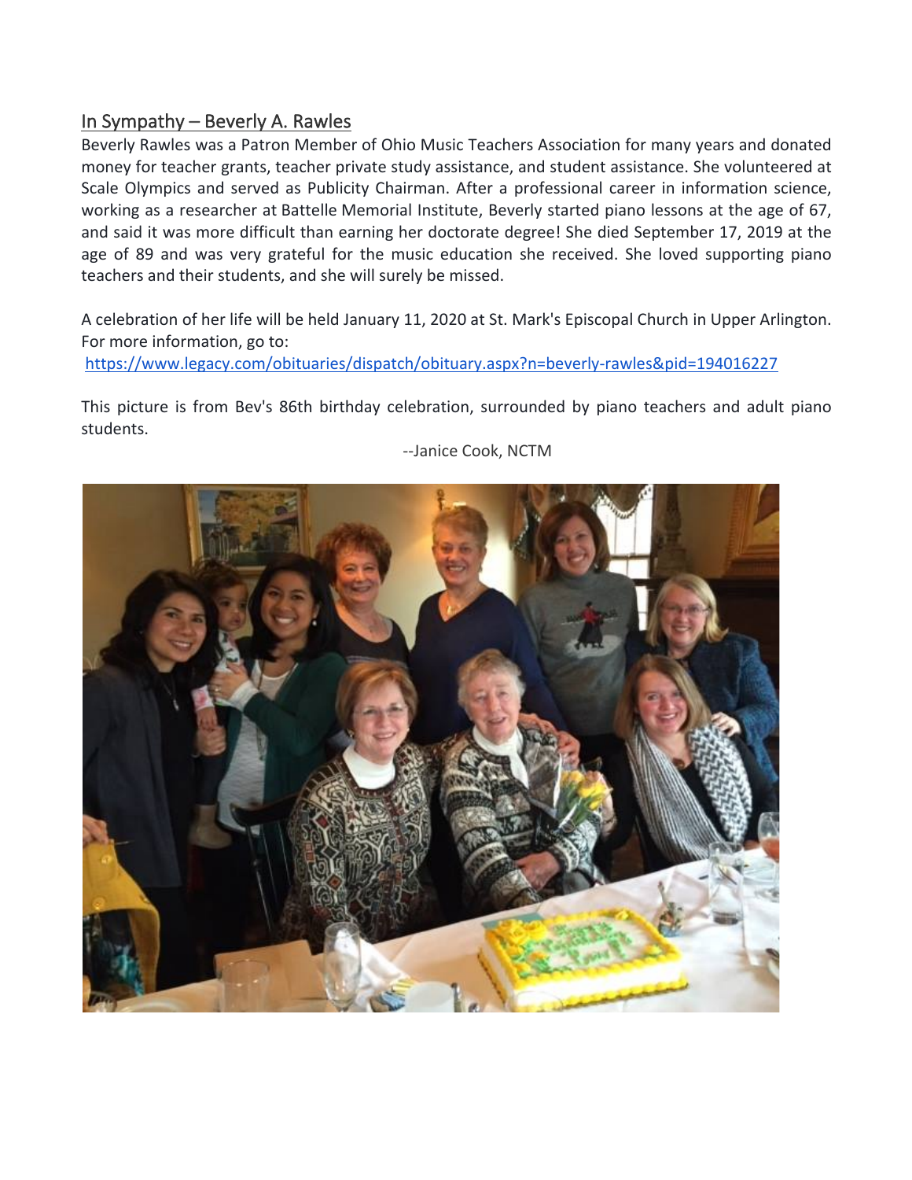## In Sympathy – Beverly A. Rawles

Beverly Rawles was a Patron Member of Ohio Music Teachers Association for many years and donated money for teacher grants, teacher private study assistance, and student assistance. She volunteered at Scale Olympics and served as Publicity Chairman. After a professional career in information science, working as a researcher at Battelle Memorial Institute, Beverly started piano lessons at the age of 67, and said it was more difficult than earning her doctorate degree! She died September 17, 2019 at the age of 89 and was very grateful for the music education she received. She loved supporting piano teachers and their students, and she will surely be missed.

A celebration of her life will be held January 11, 2020 at St. Mark's Episcopal Church in Upper Arlington. For more information, go to:
https://www.legacy.com/obituaries/dispatch/obituary.aspx?n=beverly-rawles&pid=194016227

This picture is from Bev's 86th birthday celebration, surrounded by piano teachers and adult piano students.

--Janice Cook, NCTM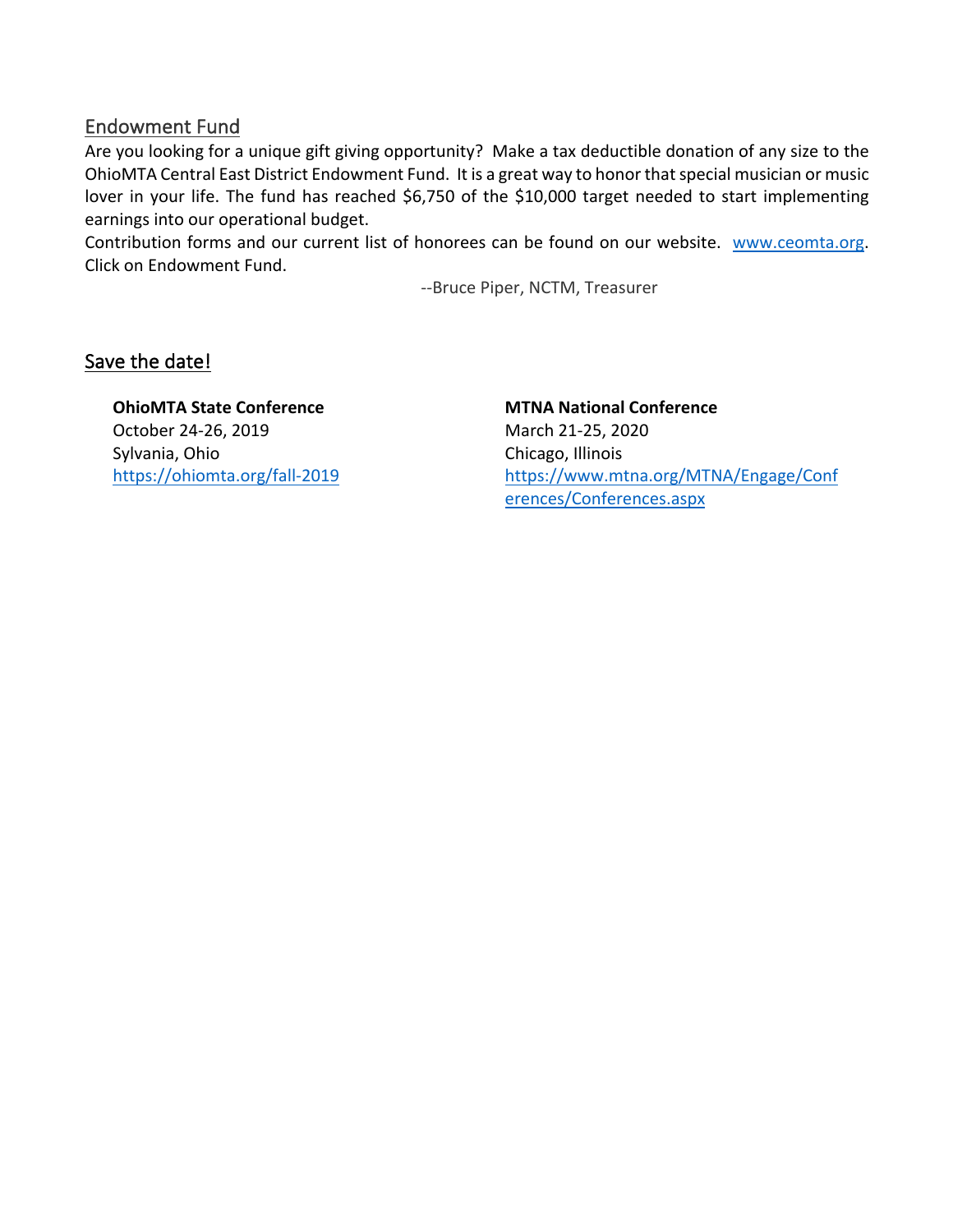## Endowment Fund

Are you looking for a unique gift giving opportunity? Make a tax deductible donation of any size to the OhioMTA Central East District Endowment Fund. It is a great way to honor that special musician or music lover in your life. The fund has reached $6,750 of the $10,000 target needed to start implementing earnings into our operational budget.

Contribution forms and our current list of honorees can be found on our website. [www.ceomta.org](http://www.ceomta.org). Click on Endowment Fund.

--Bruce Piper, NCTM, Treasurer

## Save the date!

**OhioMTA State Conference**
October 24-26, 2019
Sylvania, Ohio
[https://ohiomta.org/fall-2019](https://ohiomta.org/fall-2019)

**MTNA National Conference**
March 21-25, 2020
Chicago, Illinois
[https://www.mtna.org/MTNA/Engage/Conferences/Conferences.aspx](https://www.mtna.org/MTNA/Engage/Conferences/Conferences.aspx)